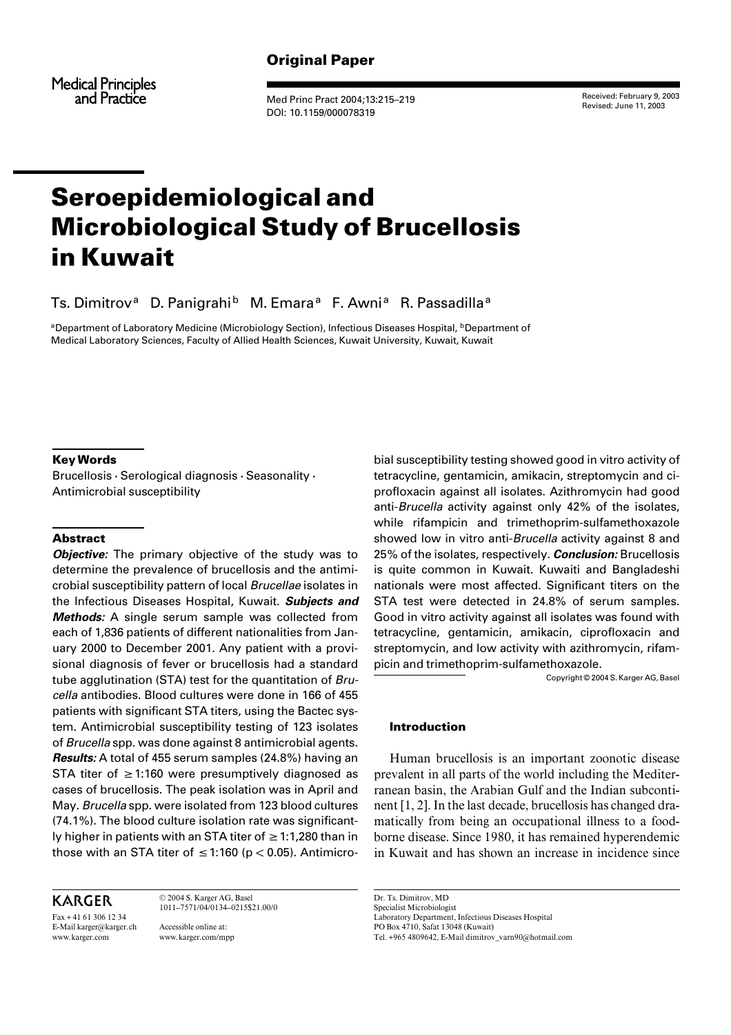Original Paper

# Seroepidemiological and Microbiological Study of Brucellosis in Kuwait

Ts. Dimitrov[a] D. Panigrahi[b] M. Emara[a] F. Awni[a] R. Passadilla[a]

[a]Department of Laboratory Medicine (Microbiology Section), Infectious Diseases Hospital, [b]Department of Medical Laboratory Sciences, Faculty of Allied Health Sciences, Kuwait University, Kuwait, Kuwait

Received: February 9, 2003
Revised: June 11, 2003

## Key Words

Brucellosis · Serological diagnosis · Seasonality · Antimicrobial susceptibility

## Abstract

***Objective:*** The primary objective of the study was to determine the prevalence of brucellosis and the antimicrobial susceptibility pattern of local *Brucellae* isolates in the Infectious Diseases Hospital, Kuwait. ***Subjects and Methods:*** A single serum sample was collected from each of 1,836 patients of different nationalities from January 2000 to December 2001. Any patient with a provisional diagnosis of fever or brucellosis had a standard tube agglutination (STA) test for the quantitation of *Brucella* antibodies. Blood cultures were done in 166 of 455 patients with significant STA titers, using the Bactec system. Antimicrobial susceptibility testing of 123 isolates of *Brucella* spp. was done against 8 antimicrobial agents. ***Results:*** A total of 455 serum samples (24.8%) having an STA titer of $\geq$1:160 were presumptively diagnosed as cases of brucellosis. The peak isolation was in April and May. *Brucella* spp. were isolated from 123 blood cultures (74.1%). The blood culture isolation rate was significantly higher in patients with an STA titer of $\geq$1:1,280 than in those with an STA titer of $\leq$1:160 ($p < 0.05$). Antimicrobial susceptibility testing showed good in vitro activity of tetracycline, gentamicin, amikacin, streptomycin and ciprofloxacin against all isolates. Azithromycin had good anti-*Brucella* activity against only 42% of the isolates, while rifampicin and trimethoprim-sulfamethoxazole showed low in vitro anti-*Brucella* activity against 8 and 25% of the isolates, respectively. ***Conclusion:*** Brucellosis is quite common in Kuwait. Kuwaiti and Bangladeshi nationals were most affected. Significant titers on the STA test were detected in 24.8% of serum samples. Good in vitro activity against all isolates was found with tetracycline, gentamicin, amikacin, ciprofloxacin and streptomycin, and low activity with azithromycin, rifampicin and trimethoprim-sulfamethoxazole.

Copyright © 2004 S. Karger AG, Basel

## Introduction

Human brucellosis is an important zoonotic disease prevalent in all parts of the world including the Mediterranean basin, the Arabian Gulf and the Indian subcontinent [1, 2]. In the last decade, brucellosis has changed dramatically from being an occupational illness to a foodborne disease. Since 1980, it has remained hyperendemic in Kuwait and has shown an increase in incidence since

KARGER

Fax + 41 61 306 12 34
E-Mail karger@karger.ch
www.karger.com

© 2004 S. Karger AG, Basel
1011–7571/04/0134–0215$21.00/0

Accessible online at:
www.karger.com/mpp

Dr. Ts. Dimitrov, MD
Specialist Microbiologist
Laboratory Department, Infectious Diseases Hospital
PO Box 4710, Safat 13048 (Kuwait)
Tel. +965 4809642, E-Mail dimitrov_varn90@hotmail.com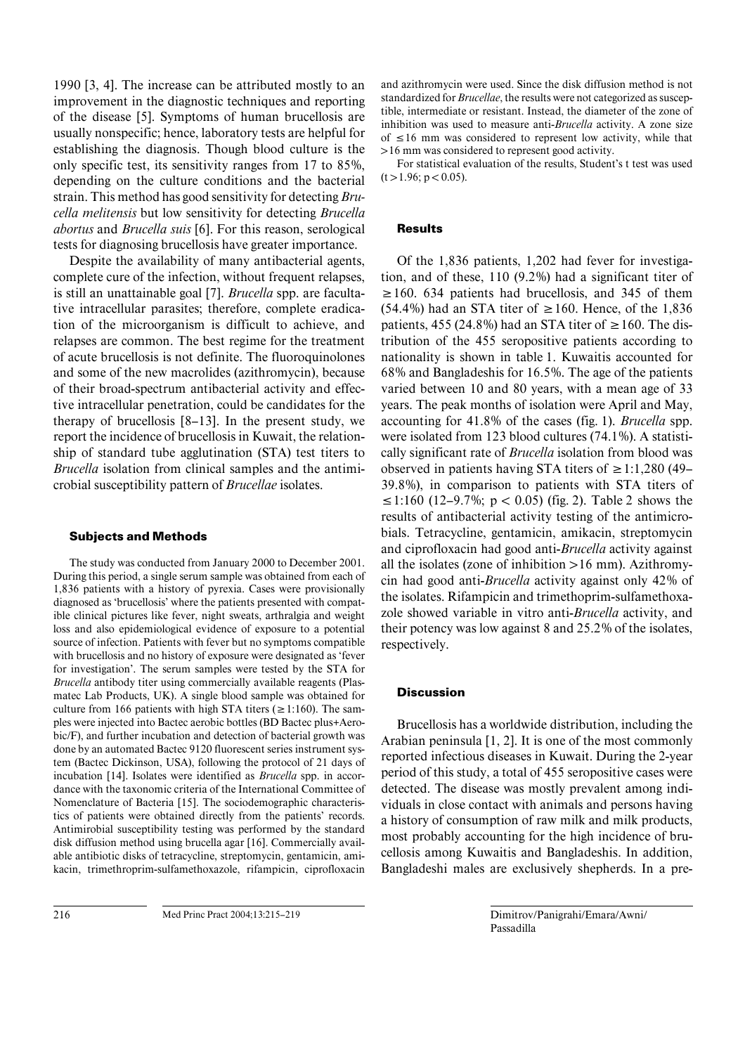1990 [3, 4]. The increase can be attributed mostly to an improvement in the diagnostic techniques and reporting of the disease [5]. Symptoms of human brucellosis are usually nonspecific; hence, laboratory tests are helpful for establishing the diagnosis. Though blood culture is the only specific test, its sensitivity ranges from 17 to 85%, depending on the culture conditions and the bacterial strain. This method has good sensitivity for detecting *Brucella melitensis* but low sensitivity for detecting *Brucella abortus* and *Brucella suis* [6]. For this reason, serological tests for diagnosing brucellosis have greater importance.

Despite the availability of many antibacterial agents, complete cure of the infection, without frequent relapses, is still an unattainable goal [7]. *Brucella* spp. are facultative intracellular parasites; therefore, complete eradication of the microorganism is difficult to achieve, and relapses are common. The best regime for the treatment of acute brucellosis is not definite. The fluoroquinolones and some of the new macrolides (azithromycin), because of their broad-spectrum antibacterial activity and effective intracellular penetration, could be candidates for the therapy of brucellosis [8–13]. In the present study, we report the incidence of brucellosis in Kuwait, the relationship of standard tube agglutination (STA) test titers to *Brucella* isolation from clinical samples and the antimicrobial susceptibility pattern of *Brucellae* isolates.

## Subjects and Methods

The study was conducted from January 2000 to December 2001. During this period, a single serum sample was obtained from each of 1,836 patients with a history of pyrexia. Cases were provisionally diagnosed as 'brucellosis' where the patients presented with compatible clinical pictures like fever, night sweats, arthralgia and weight loss and also epidemiological evidence of exposure to a potential source of infection. Patients with fever but no symptoms compatible with brucellosis and no history of exposure were designated as 'fever for investigation'. The serum samples were tested by the STA for *Brucella* antibody titer using commercially available reagents (Plasmatec Lab Products, UK). A single blood sample was obtained for culture from 166 patients with high STA titers ($\geq$1:160). The samples were injected into Bactec aerobic bottles (BD Bactec plus+Aerobic/F), and further incubation and detection of bacterial growth was done by an automated Bactec 9120 fluorescent series instrument system (Bactec Dickinson, USA), following the protocol of 21 days of incubation [14]. Isolates were identified as *Brucella* spp. in accordance with the taxonomic criteria of the International Committee of Nomenclature of Bacteria [15]. The sociodemographic characteristics of patients were obtained directly from the patients' records. Antimirobial susceptibility testing was performed by the standard disk diffusion method using brucella agar [16]. Commercially available antibiotic disks of tetracycline, streptomycin, gentamicin, amikacin, trimethroprim-sulfamethoxazole, rifampicin, ciprofloxacin and azithromycin were used. Since the disk diffusion method is not standardized for *Brucellae*, the results were not categorized as susceptible, intermediate or resistant. Instead, the diameter of the zone of inhibition was used to measure anti-*Brucella* activity. A zone size of $\leq$16 mm was considered to represent low activity, while that >16 mm was considered to represent good activity.

For statistical evaluation of the results, Student's t test was used ($t > 1.96$; $p < 0.05$).

## Results

Of the 1,836 patients, 1,202 had fever for investigation, and of these, 110 (9.2%) had a significant titer of $\geq$160. 634 patients had brucellosis, and 345 of them (54.4%) had an STA titer of $\geq$160. Hence, of the 1,836 patients, 455 (24.8%) had an STA titer of $\geq$160. The distribution of the 455 seropositive patients according to nationality is shown in table 1. Kuwaitis accounted for 68% and Bangladeshis for 16.5%. The age of the patients varied between 10 and 80 years, with a mean age of 33 years. The peak months of isolation were April and May, accounting for 41.8% of the cases (fig. 1). *Brucella* spp. were isolated from 123 blood cultures (74.1%). A statistically significant rate of *Brucella* isolation from blood was observed in patients having STA titers of $\geq$1:1,280 (49–39.8%), in comparison to patients with STA titers of $\leq$1:160 (12–9.7%; $p < 0.05$) (fig. 2). Table 2 shows the results of antibacterial activity testing of the antimicrobials. Tetracycline, gentamicin, amikacin, streptomycin and ciprofloxacin had good anti-*Brucella* activity against all the isolates (zone of inhibition >16 mm). Azithromycin had good anti-*Brucella* activity against only 42% of the isolates. Rifampicin and trimethoprim-sulfamethoxazole showed variable in vitro anti-*Brucella* activity, and their potency was low against 8 and 25.2% of the isolates, respectively.

## Discussion

Brucellosis has a worldwide distribution, including the Arabian peninsula [1, 2]. It is one of the most commonly reported infectious diseases in Kuwait. During the 2-year period of this study, a total of 455 seropositive cases were detected. The disease was mostly prevalent among individuals in close contact with animals and persons having a history of consumption of raw milk and milk products, most probably accounting for the high incidence of brucellosis among Kuwaitis and Bangladeshis. In addition, Bangladeshi males are exclusively shepherds. In a pre-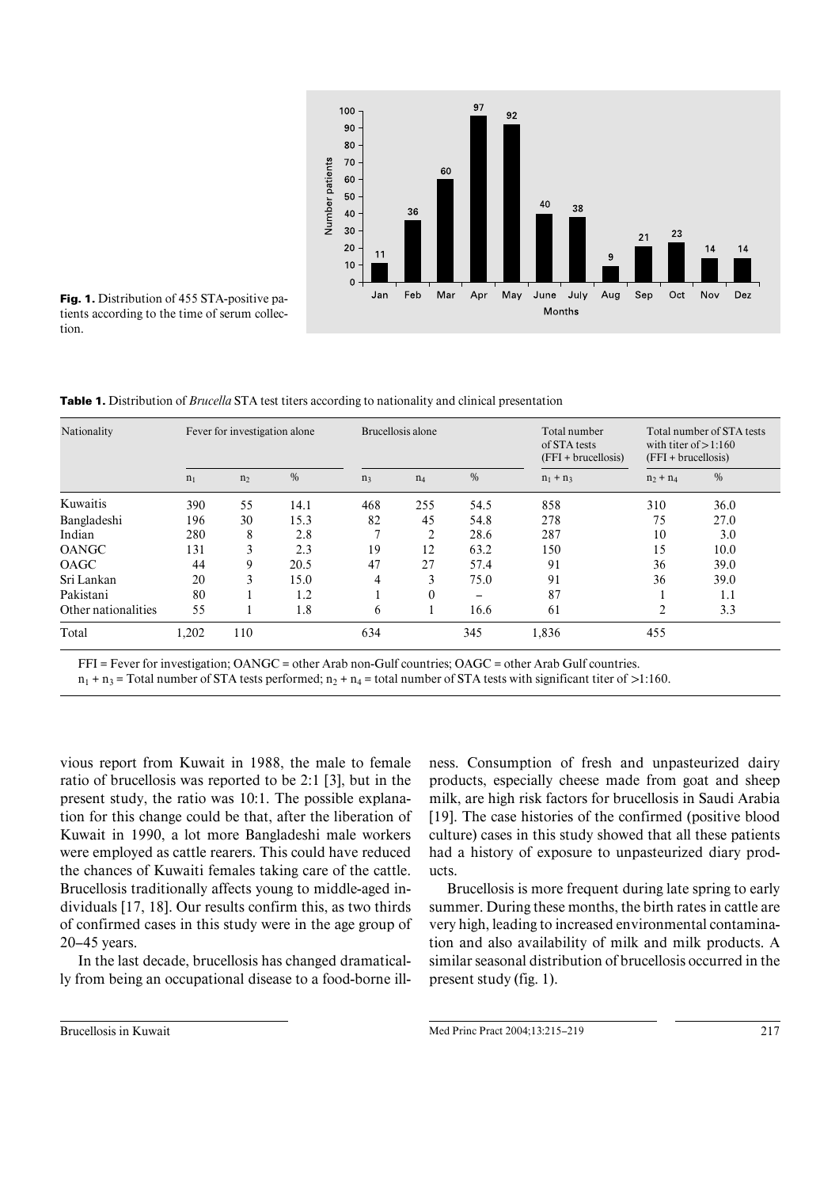Fig. 1. Distribution of 455 STA-positive patients according to the time of serum collection.

Table 1. Distribution of *Brucella* STA test titers according to nationality and clinical presentation

| Nationality | Fever for investigation alone | | | Brucellosis alone | | | Total number of STA tests (FFI + brucellosis) | Total number of STA tests with titer of >1:160 (FFI + brucellosis) | |
|---|---|---|---|---|---|---|---|---|---|
| | $n_1$ | $n_2$ | % | $n_3$ | $n_4$ | % | $n_1 + n_3$ | $n_2 + n_4$ | % |
| Kuwaitis | 390 | 55 | 14.1 | 468 | 255 | 54.5 | 858 | 310 | 36.0 |
| Bangladeshi | 196 | 30 | 15.3 | 82 | 45 | 54.8 | 278 | 75 | 27.0 |
| Indian | 280 | 8 | 2.8 | 7 | 2 | 28.6 | 287 | 10 | 3.0 |
| OANGC | 131 | 3 | 2.3 | 19 | 12 | 63.2 | 150 | 15 | 10.0 |
| OAGC | 44 | 9 | 20.5 | 47 | 27 | 57.4 | 91 | 36 | 39.0 |
| Sri Lankan | 20 | 3 | 15.0 | 4 | 3 | 75.0 | 91 | 36 | 39.0 |
| Pakistani | 80 | 1 | 1.2 | 1 | 0 | – | 87 | 1 | 1.1 |
| Other nationalities | 55 | 1 | 1.8 | 6 | 1 | 16.6 | 61 | 2 | 3.3 |
| Total | 1,202 | 110 | | 634 | | 345 | 1,836 | 455 | |

FFI = Fever for investigation; OANGC = other Arab non-Gulf countries; OAGC = other Arab Gulf countries.
$n_1 + n_3$ = Total number of STA tests performed; $n_2 + n_4$ = total number of STA tests with significant titer of >1:160.

vious report from Kuwait in 1988, the male to female ratio of brucellosis was reported to be 2:1 [3], but in the present study, the ratio was 10:1. The possible explanation for this change could be that, after the liberation of Kuwait in 1990, a lot more Bangladeshi male workers were employed as cattle rearers. This could have reduced the chances of Kuwaiti females taking care of the cattle. Brucellosis traditionally affects young to middle-aged individuals [17, 18]. Our results confirm this, as two thirds of confirmed cases in this study were in the age group of 20–45 years.

In the last decade, brucellosis has changed dramatically from being an occupational disease to a food-borne illness. Consumption of fresh and unpasteurized dairy products, especially cheese made from goat and sheep milk, are high risk factors for brucellosis in Saudi Arabia [19]. The case histories of the confirmed (positive blood culture) cases in this study showed that all these patients had a history of exposure to unpasteurized diary products.

Brucellosis is more frequent during late spring to early summer. During these months, the birth rates in cattle are very high, leading to increased environmental contamination and also availability of milk and milk products. A similar seasonal distribution of brucellosis occurred in the present study (fig. 1).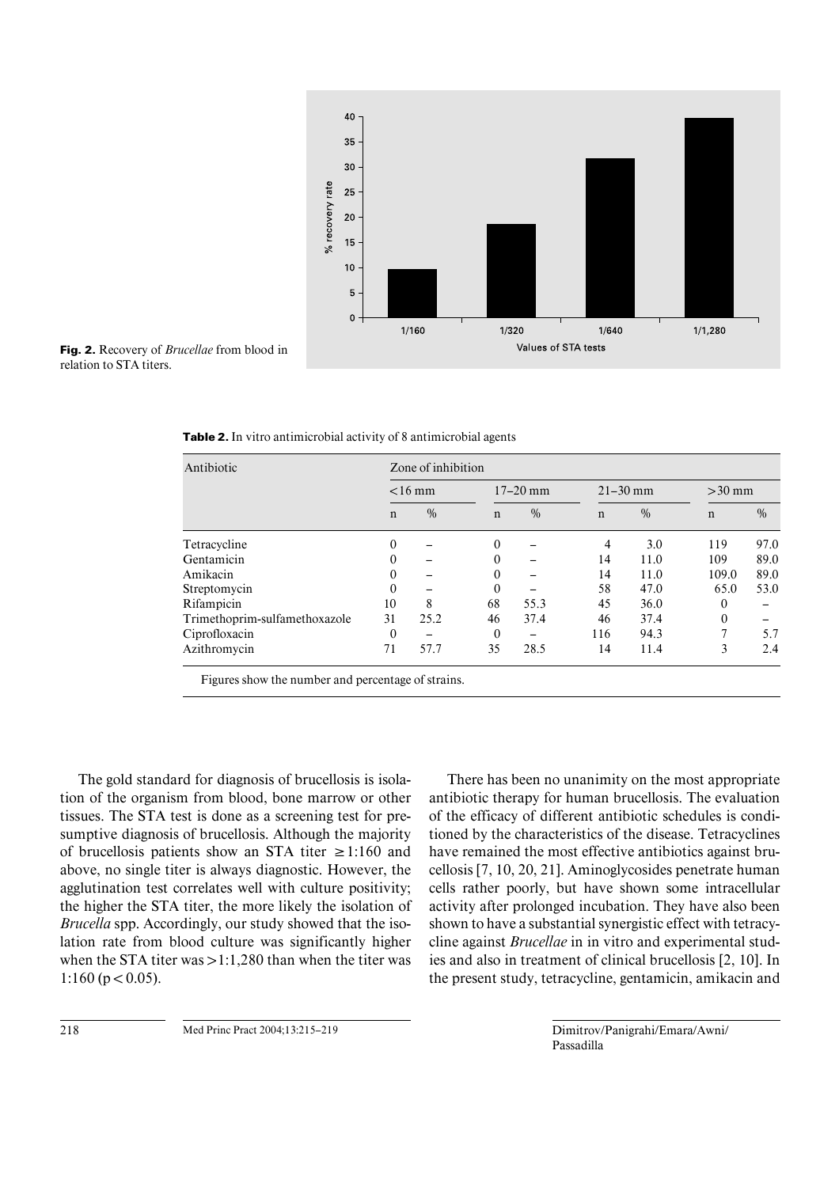**Fig. 2.** Recovery of *Brucellae* from blood in relation to STA titers.

**Table 2.** In vitro antimicrobial activity of 8 antimicrobial agents

| Antibiotic | Zone of inhibition | | | | | | | |
|---|---|---|---|---|---|---|---|---|
| | <16 mm | | 17–20 mm | | 21–30 mm | | >30 mm | |
| | n | % | n | % | n | % | n | % |
| Tetracycline | 0 | – | 0 | – | 4 | 3.0 | 119 | 97.0 |
| Gentamicin | 0 | – | 0 | – | 14 | 11.0 | 109 | 89.0 |
| Amikacin | 0 | – | 0 | – | 14 | 11.0 | 109.0 | 89.0 |
| Streptomycin | 0 | – | 0 | – | 58 | 47.0 | 65.0 | 53.0 |
| Rifampicin | 10 | 8 | 68 | 55.3 | 45 | 36.0 | 0 | – |
| Trimethoprim-sulfamethoxazole | 31 | 25.2 | 46 | 37.4 | 46 | 37.4 | 0 | – |
| Ciprofloxacin | 0 | – | 0 | – | 116 | 94.3 | 7 | 5.7 |
| Azithromycin | 71 | 57.7 | 35 | 28.5 | 14 | 11.4 | 3 | 2.4 |

Figures show the number and percentage of strains.

The gold standard for diagnosis of brucellosis is isolation of the organism from blood, bone marrow or other tissues. The STA test is done as a screening test for presumptive diagnosis of brucellosis. Although the majority of brucellosis patients show an STA titer ≥1:160 and above, no single titer is always diagnostic. However, the agglutination test correlates well with culture positivity; the higher the STA titer, the more likely the isolation of *Brucella* spp. Accordingly, our study showed that the isolation rate from blood culture was significantly higher when the STA titer was >1:1,280 than when the titer was 1:160 ($p < 0.05$).

There has been no unanimity on the most appropriate antibiotic therapy for human brucellosis. The evaluation of the efficacy of different antibiotic schedules is conditioned by the characteristics of the disease. Tetracyclines have remained the most effective antibiotics against brucellosis [7, 10, 20, 21]. Aminoglycosides penetrate human cells rather poorly, but have shown some intracellular activity after prolonged incubation. They have also been shown to have a substantial synergistic effect with tetracycline against *Brucellae* in in vitro and experimental studies and also in treatment of clinical brucellosis [2, 10]. In the present study, tetracycline, gentamicin, amikacin and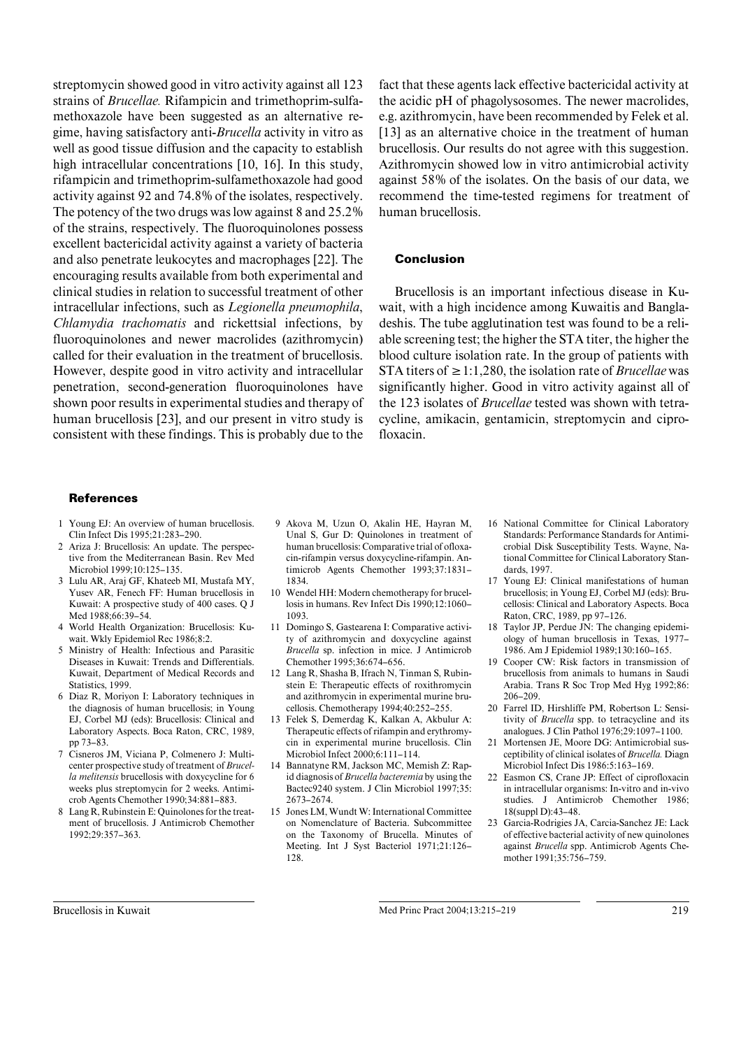streptomycin showed good in vitro activity against all 123 strains of *Brucellae.* Rifampicin and trimethoprim-sulfamethoxazole have been suggested as an alternative regime, having satisfactory anti-*Brucella* activity in vitro as well as good tissue diffusion and the capacity to establish high intracellular concentrations [10, 16]. In this study, rifampicin and trimethoprim-sulfamethoxazole had good activity against 92 and 74.8% of the isolates, respectively. The potency of the two drugs was low against 8 and 25.2% of the strains, respectively. The fluoroquinolones possess excellent bactericidal activity against a variety of bacteria and also penetrate leukocytes and macrophages [22]. The encouraging results available from both experimental and clinical studies in relation to successful treatment of other intracellular infections, such as *Legionella pneumophila*, *Chlamydia trachomatis* and rickettsial infections, by fluoroquinolones and newer macrolides (azithromycin) called for their evaluation in the treatment of brucellosis. However, despite good in vitro activity and intracellular penetration, second-generation fluoroquinolones have shown poor results in experimental studies and therapy of human brucellosis [23], and our present in vitro study is consistent with these findings. This is probably due to the fact that these agents lack effective bactericidal activity at the acidic pH of phagolysosomes. The newer macrolides, e.g. azithromycin, have been recommended by Felek et al. [13] as an alternative choice in the treatment of human brucellosis. Our results do not agree with this suggestion. Azithromycin showed low in vitro antimicrobial activity against 58% of the isolates. On the basis of our data, we recommend the time-tested regimens for treatment of human brucellosis.

## Conclusion

Brucellosis is an important infectious disease in Kuwait, with a high incidence among Kuwaitis and Bangladeshis. The tube agglutination test was found to be a reliable screening test; the higher the STA titer, the higher the blood culture isolation rate. In the group of patients with STA titers of ≥1:1,280, the isolation rate of *Brucellae* was significantly higher. Good in vitro activity against all of the 123 isolates of *Brucellae* tested was shown with tetracycline, amikacin, gentamicin, streptomycin and ciprofloxacin.

## References

1. Young EJ: An overview of human brucellosis. Clin Infect Dis 1995;21:283–290.
2. Ariza J: Brucellosis: An update. The perspective from the Mediterranean Basin. Rev Med Microbiol 1999;10:125–135.
3. Lulu AR, Araj GF, Khateeb MI, Mustafa MY, Yusev AR, Fenech FF: Human brucellosis in Kuwait: A prospective study of 400 cases. Q J Med 1988;66:39–54.
4. World Health Organization: Brucellosis: Kuwait. Wkly Epidemiol Rec 1986;8:2.
5. Ministry of Health: Infectious and Parasitic Diseases in Kuwait: Trends and Differentials. Kuwait, Department of Medical Records and Statistics, 1999.
6. Diaz R, Moriyon I: Laboratory techniques in the diagnosis of human brucellosis; in Young EJ, Corbel MJ (eds): Brucellosis: Clinical and Laboratory Aspects. Boca Raton, CRC, 1989, pp 73–83.
7. Cisneros JM, Viciana P, Colmenero J: Multicenter prospective study of treatment of *Brucella melitensis* brucellosis with doxycycline for 6 weeks plus streptomycin for 2 weeks. Antimicrob Agents Chemother 1990;34:881–883.
8. Lang R, Rubinstein E: Quinolones for the treatment of brucellosis. J Antimicrob Chemother 1992;29:357–363.
9. Akova M, Uzun O, Akalin HE, Hayran M, Unal S, Gur D: Quinolones in treatment of human brucellosis: Comparative trial of ofloxacin-rifampin versus doxycycline-rifampin. Antimicrob Agents Chemother 1993;37:1831–1834.
10. Wendel HH: Modern chemotherapy for brucellosis in humans. Rev Infect Dis 1990;12:1060–1093.
11. Domingo S, Gastearena I: Comparative activity of azithromycin and doxycycline against *Brucella* sp. infection in mice. J Antimicrob Chemother 1995;36:674–656.
12. Lang R, Shasha B, Ifrach N, Tinman S, Rubinstein E: Therapeutic effects of roxithromycin and azithromycin in experimental murine brucellosis. Chemotherapy 1994;40:252–255.
13. Felek S, Demerdag K, Kalkan A, Akbulur A: Therapeutic effects of rifampin and erythromycin in experimental murine brucellosis. Clin Microbiol Infect 2000;6:111–114.
14. Bannatyne RM, Jackson MC, Memish Z: Rapid diagnosis of *Brucella bacteremia* by using the Bactec9240 system. J Clin Microbiol 1997;35:2673–2674.
15. Jones LM, Wundt W: International Committee on Nomenclature of Bacteria. Subcommittee on the Taxonomy of Brucella. Minutes of Meeting. Int J Syst Bacteriol 1971;21:126–128.
16. National Committee for Clinical Laboratory Standards: Performance Standards for Antimicrobial Disk Susceptibility Tests. Wayne, National Committee for Clinical Laboratory Standards, 1997.
17. Young EJ: Clinical manifestations of human brucellosis; in Young EJ, Corbel MJ (eds): Brucellosis: Clinical and Laboratory Aspects. Boca Raton, CRC, 1989, pp 97–126.
18. Taylor JP, Perdue JN: The changing epidemiology of human brucellosis in Texas, 1977–1986. Am J Epidemiol 1989;130:160–165.
19. Cooper CW: Risk factors in transmission of brucellosis from animals to humans in Saudi Arabia. Trans R Soc Trop Med Hyg 1992;86:206–209.
20. Farrel ID, Hirshliffe PM, Robertson L: Sensitivity of *Brucella* spp. to tetracycline and its analogues. J Clin Pathol 1976;29:1097–1100.
21. Mortensen JE, Moore DG: Antimicrobial susceptibility of clinical isolates of *Brucella.* Diagn Microbiol Infect Dis 1986;5:163–169.
22. Easmon CS, Crane JP: Effect of ciprofloxacin in intracellular organisms: In-vitro and in-vivo studies. J Antimicrob Chemother 1986;18(suppl D):43–48.
23. Garcia-Rodrigies JA, Carcia-Sanchez JE: Lack of effective bacterial activity of new quinolones against *Brucella* spp. Antimicrob Agents Chemother 1991;35:756–759.